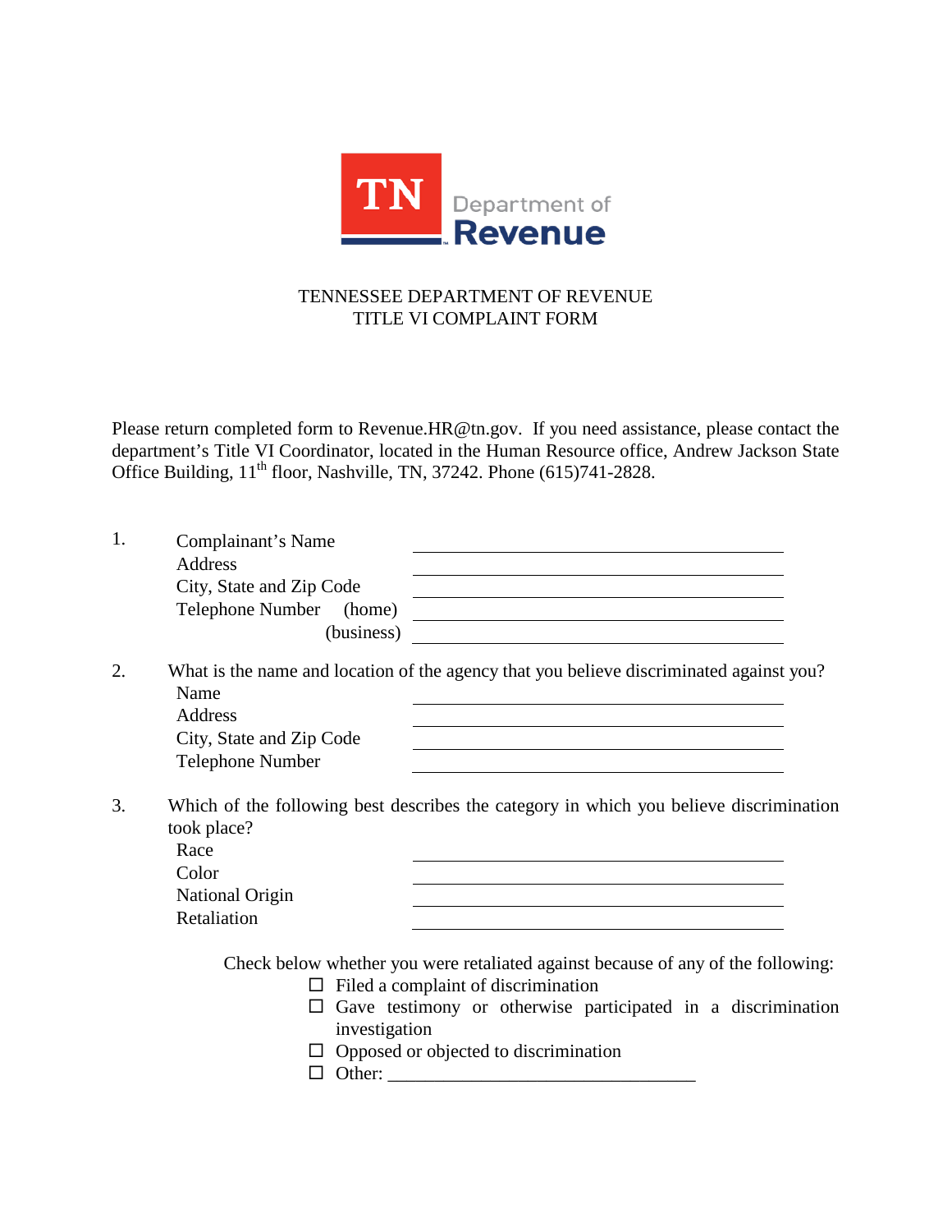# TENNESSEE DEPARTMENT OF REVENUE
## TITLE VI COMPLAINT FORM

Please return completed form to Revenue.HR@tn.gov. If you need assistance, please contact the department's Title VI Coordinator, located in the Human Resource office, Andrew Jackson State Office Building, 11th floor, Nashville, TN, 37242. Phone (615)741-2828.

1. Complainant's Name \_\_\_\_\_\_\_\_\_\_\_\_\_\_\_\_\_\_\_\_\_\_\_\_\_\_\_\_\_\_
   Address \_\_\_\_\_\_\_\_\_\_\_\_\_\_\_\_\_\_\_\_\_\_\_\_\_\_\_\_\_\_
   City, State and Zip Code \_\_\_\_\_\_\_\_\_\_\_\_\_\_\_\_\_\_\_\_\_\_\_\_\_\_\_\_\_\_
   Telephone Number (home) \_\_\_\_\_\_\_\_\_\_\_\_\_\_\_\_\_\_\_\_\_\_\_\_\_\_\_\_\_\_
   (business) \_\_\_\_\_\_\_\_\_\_\_\_\_\_\_\_\_\_\_\_\_\_\_\_\_\_\_\_\_\_

2. What is the name and location of the agency that you believe discriminated against you?
   Name \_\_\_\_\_\_\_\_\_\_\_\_\_\_\_\_\_\_\_\_\_\_\_\_\_\_\_\_\_\_
   Address \_\_\_\_\_\_\_\_\_\_\_\_\_\_\_\_\_\_\_\_\_\_\_\_\_\_\_\_\_\_
   City, State and Zip Code \_\_\_\_\_\_\_\_\_\_\_\_\_\_\_\_\_\_\_\_\_\_\_\_\_\_\_\_\_\_
   Telephone Number \_\_\_\_\_\_\_\_\_\_\_\_\_\_\_\_\_\_\_\_\_\_\_\_\_\_\_\_\_\_

3. Which of the following best describes the category in which you believe discrimination took place?
   Race \_\_\_\_\_\_\_\_\_\_\_\_\_\_\_\_\_\_\_\_\_\_\_\_\_\_\_\_\_\_
   Color \_\_\_\_\_\_\_\_\_\_\_\_\_\_\_\_\_\_\_\_\_\_\_\_\_\_\_\_\_\_
   National Origin \_\_\_\_\_\_\_\_\_\_\_\_\_\_\_\_\_\_\_\_\_\_\_\_\_\_\_\_\_\_
   Retaliation \_\_\_\_\_\_\_\_\_\_\_\_\_\_\_\_\_\_\_\_\_\_\_\_\_\_\_\_\_\_

   Check below whether you were retaliated against because of any of the following:

   - ☐ Filed a complaint of discrimination
   - ☐ Gave testimony or otherwise participated in a discrimination investigation
   - ☐ Opposed or objected to discrimination
   - ☐ Other: \_\_\_\_\_\_\_\_\_\_\_\_\_\_\_\_\_\_\_\_\_\_\_\_\_\_\_\_\_\_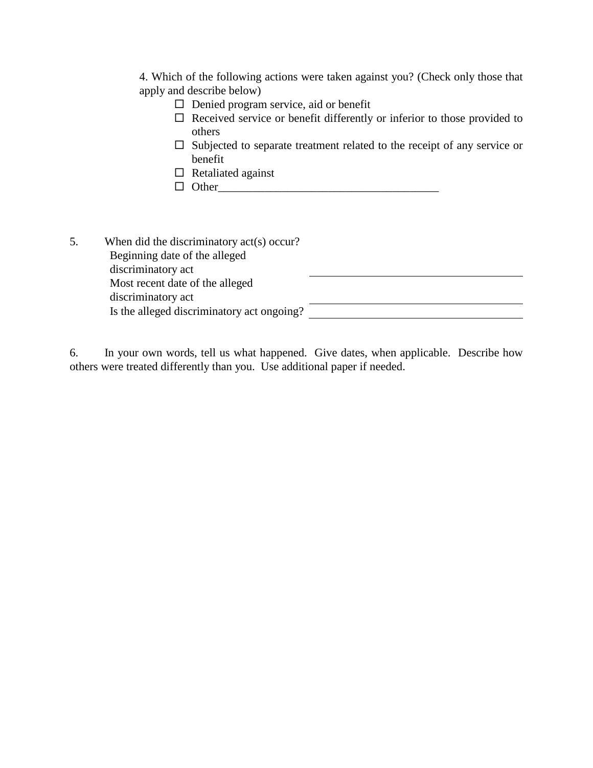4. Which of the following actions were taken against you? (Check only those that apply and describe below)

- ☐ Denied program service, aid or benefit
- ☐ Received service or benefit differently or inferior to those provided to others
- ☐ Subjected to separate treatment related to the receipt of any service or benefit
- ☐ Retaliated against
- ☐ Other_______________________________________

5. When did the discriminatory act(s) occur?

| | |
|---|---|
| Beginning date of the alleged discriminatory act | ______________________________________ |
| Most recent date of the alleged discriminatory act | ______________________________________ |
| Is the alleged discriminatory act ongoing? | ______________________________________ |

6. In your own words, tell us what happened. Give dates, when applicable. Describe how others were treated differently than you. Use additional paper if needed.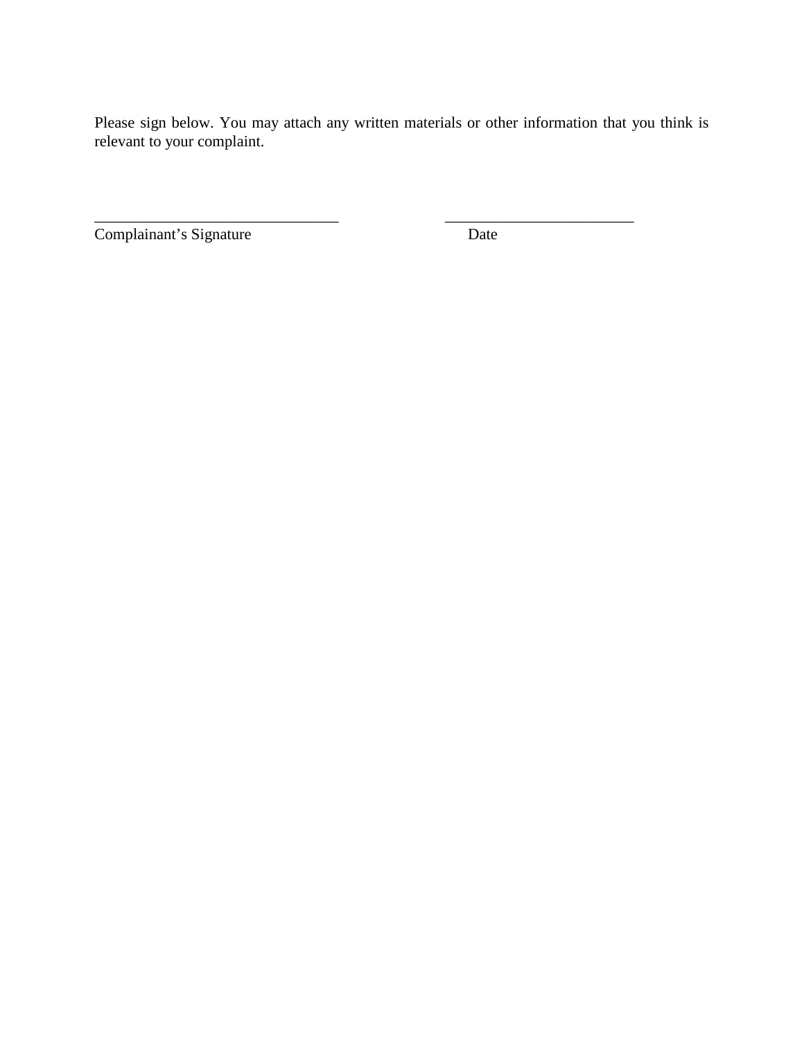Please sign below. You may attach any written materials or other information that you think is relevant to your complaint.

________________________________ &nbsp;&nbsp;&nbsp;&nbsp;&nbsp;&nbsp;&nbsp;&nbsp;&nbsp;&nbsp;&nbsp;&nbsp; _________________________

Complainant's Signature &nbsp;&nbsp;&nbsp;&nbsp;&nbsp;&nbsp;&nbsp;&nbsp;&nbsp;&nbsp;&nbsp;&nbsp;&nbsp;&nbsp;&nbsp;&nbsp;&nbsp;&nbsp;&nbsp;&nbsp;&nbsp;&nbsp;&nbsp;&nbsp;&nbsp;&nbsp;&nbsp;&nbsp; Date